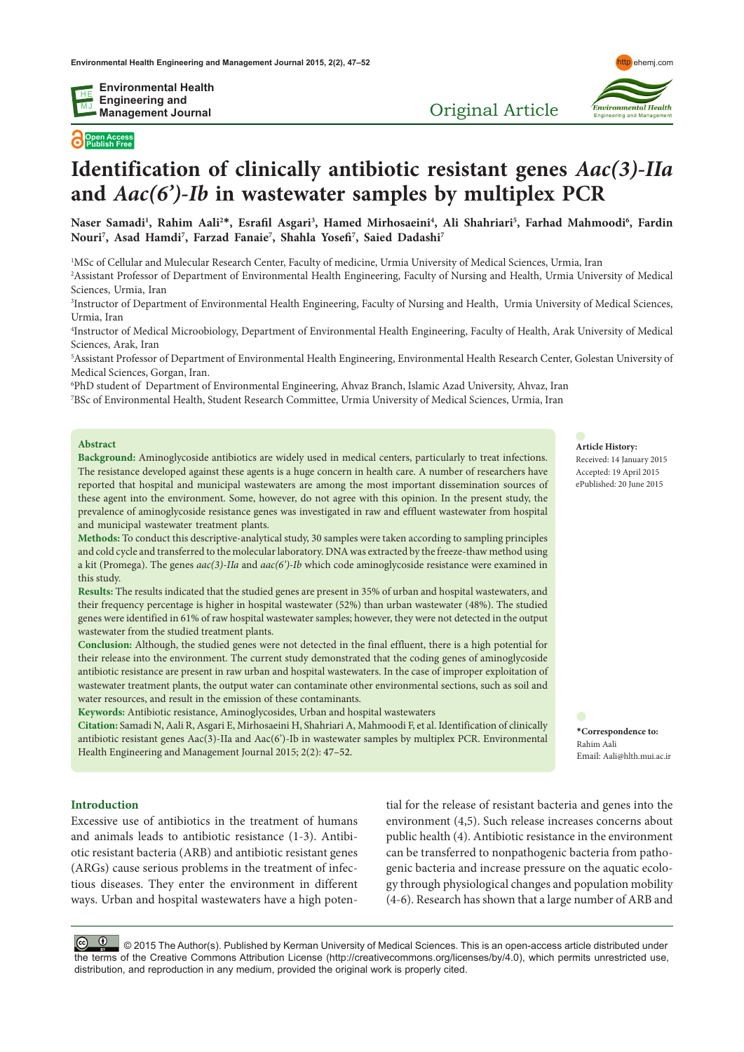Original Article

# Identification of clinically antibiotic resistant genes *Aac(3)-IIa* and *Aac(6')-Ib* in wastewater samples by multiplex PCR

**Naser Samadi[1], Rahim Aali[2]*, Esrafil Asgari[3], Hamed Mirhosaeini[4], Ali Shahriari[5], Farhad Mahmoodi[6], Fardin Nouri[7], Asad Hamdi[7], Farzad Fanaie[7], Shahla Yosefi[7], Saied Dadashi[7]**

[1]MSc of Cellular and Mulecular Research Center, Faculty of medicine, Urmia University of Medical Sciences, Urmia, Iran
[2]Assistant Professor of Department of Environmental Health Engineering, Faculty of Nursing and Health, Urmia University of Medical Sciences, Urmia, Iran
[3]Instructor of Department of Environmental Health Engineering, Faculty of Nursing and Health, Urmia University of Medical Sciences, Urmia, Iran
[4]Instructor of Medical Microobiology, Department of Environmental Health Engineering, Faculty of Health, Arak University of Medical Sciences, Arak, Iran
[5]Assistant Professor of Department of Environmental Health Engineering, Environmental Health Research Center, Golestan University of Medical Sciences, Gorgan, Iran.
[6]PhD student of Department of Environmental Engineering, Ahvaz Branch, Islamic Azad University, Ahvaz, Iran
[7]BSc of Environmental Health, Student Research Committee, Urmia University of Medical Sciences, Urmia, Iran

**Article History:**
Received: 14 January 2015
Accepted: 19 April 2015
ePublished: 20 June 2015

**\*Correspondence to:**
Rahim Aali
Email: Aali@hlth.mui.ac.ir

## Abstract

**Background:** Aminoglycoside antibiotics are widely used in medical centers, particularly to treat infections. The resistance developed against these agents is a huge concern in health care. A number of researchers have reported that hospital and municipal wastewaters are among the most important dissemination sources of these agent into the environment. Some, however, do not agree with this opinion. In the present study, the prevalence of aminoglycoside resistance genes was investigated in raw and effluent wastewater from hospital and municipal wastewater treatment plants.

**Methods:** To conduct this descriptive-analytical study, 30 samples were taken according to sampling principles and cold cycle and transferred to the molecular laboratory. DNA was extracted by the freeze-thaw method using a kit (Promega). The genes *aac(3)-IIa* and *aac(6')-Ib* which code aminoglycoside resistance were examined in this study.

**Results:** The results indicated that the studied genes are present in 35% of urban and hospital wastewaters, and their frequency percentage is higher in hospital wastewater (52%) than urban wastewater (48%). The studied genes were identified in 61% of raw hospital wastewater samples; however, they were not detected in the output wastewater from the studied treatment plants.

**Conclusion:** Although, the studied genes were not detected in the final effluent, there is a high potential for their release into the environment. The current study demonstrated that the coding genes of aminoglycoside antibiotic resistance are present in raw urban and hospital wastewaters. In the case of improper exploitation of wastewater treatment plants, the output water can contaminate other environmental sections, such as soil and water resources, and result in the emission of these contaminants.

**Keywords:** Antibiotic resistance, Aminoglycosides, Urban and hospital wastewaters

**Citation:** Samadi N, Aali R, Asgari E, Mirhosaeini H, Shahriari A, Mahmoodi F, et al. Identification of clinically antibiotic resistant genes Aac(3)-IIa and Aac(6')-Ib in wastewater samples by multiplex PCR. Environmental Health Engineering and Management Journal 2015; 2(2): 47–52.

## Introduction

Excessive use of antibiotics in the treatment of humans and animals leads to antibiotic resistance (1-3). Antibiotic resistant bacteria (ARB) and antibiotic resistant genes (ARGs) cause serious problems in the treatment of infectious diseases. They enter the environment in different ways. Urban and hospital wastewaters have a high potential for the release of resistant bacteria and genes into the environment (4,5). Such release increases concerns about public health (4). Antibiotic resistance in the environment can be transferred to nonpathogenic bacteria from pathogenic bacteria and increase pressure on the aquatic ecology through physiological changes and population mobility (4-6). Research has shown that a large number of ARB and

© 2015 The Author(s). Published by Kerman University of Medical Sciences. This is an open-access article distributed under the terms of the Creative Commons Attribution License (http://creativecommons.org/licenses/by/4.0), which permits unrestricted use, distribution, and reproduction in any medium, provided the original work is properly cited.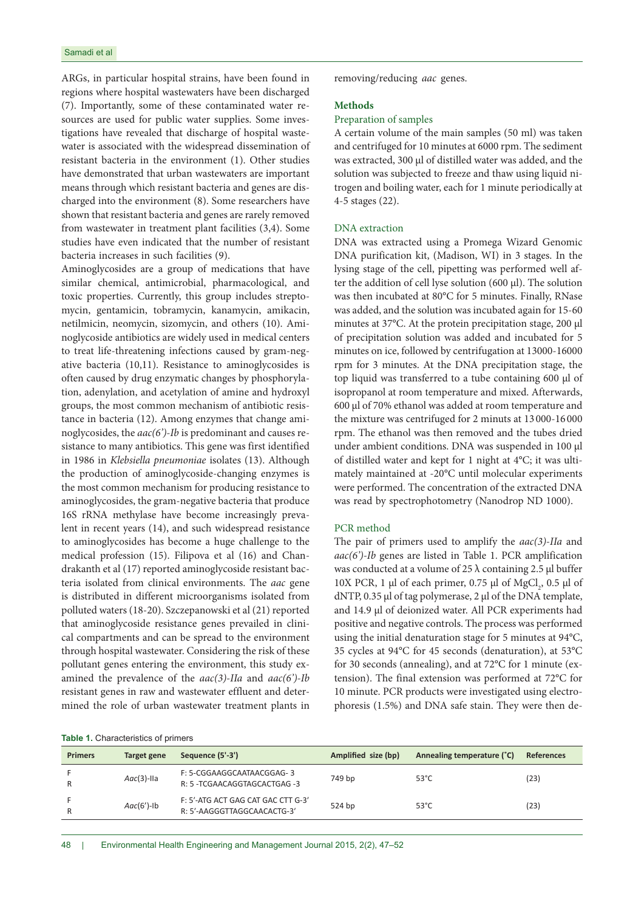ARGs, in particular hospital strains, have been found in regions where hospital wastewaters have been discharged (7). Importantly, some of these contaminated water resources are used for public water supplies. Some investigations have revealed that discharge of hospital wastewater is associated with the widespread dissemination of resistant bacteria in the environment (1). Other studies have demonstrated that urban wastewaters are important means through which resistant bacteria and genes are discharged into the environment (8). Some researchers have shown that resistant bacteria and genes are rarely removed from wastewater in treatment plant facilities (3,4). Some studies have even indicated that the number of resistant bacteria increases in such facilities (9).

Aminoglycosides are a group of medications that have similar chemical, antimicrobial, pharmacological, and toxic properties. Currently, this group includes streptomycin, gentamicin, tobramycin, kanamycin, amikacin, netilmicin, neomycin, sizomycin, and others (10). Aminoglycoside antibiotics are widely used in medical centers to treat life-threatening infections caused by gram-negative bacteria (10,11). Resistance to aminoglycosides is often caused by drug enzymatic changes by phosphorylation, adenylation, and acetylation of amine and hydroxyl groups, the most common mechanism of antibiotic resistance in bacteria (12). Among enzymes that change aminoglycosides, the *aac(6')-Ib* is predominant and causes resistance to many antibiotics. This gene was first identified in 1986 in *Klebsiella pneumoniae* isolates (13). Although the production of aminoglycoside-changing enzymes is the most common mechanism for producing resistance to aminoglycosides, the gram-negative bacteria that produce 16S rRNA methylase have become increasingly prevalent in recent years (14), and such widespread resistance to aminoglycosides has become a huge challenge to the medical profession (15). Filipova et al (16) and Chandrakanth et al (17) reported aminoglycoside resistant bacteria isolated from clinical environments. The *aac* gene is distributed in different microorganisms isolated from polluted waters (18-20). Szczepanowski et al (21) reported that aminoglycoside resistance genes prevailed in clinical compartments and can be spread to the environment through hospital wastewater. Considering the risk of these pollutant genes entering the environment, this study examined the prevalence of the *aac(3)-IIa* and *aac(6')-Ib* resistant genes in raw and wastewater effluent and determined the role of urban wastewater treatment plants in removing/reducing *aac* genes.

## Methods

### Preparation of samples

A certain volume of the main samples (50 ml) was taken and centrifuged for 10 minutes at 6000 rpm. The sediment was extracted, 300 µl of distilled water was added, and the solution was subjected to freeze and thaw using liquid nitrogen and boiling water, each for 1 minute periodically at 4-5 stages (22).

### DNA extraction

DNA was extracted using a Promega Wizard Genomic DNA purification kit, (Madison, WI) in 3 stages. In the lysing stage of the cell, pipetting was performed well after the addition of cell lyse solution (600 µl). The solution was then incubated at 80°C for 5 minutes. Finally, RNase was added, and the solution was incubated again for 15-60 minutes at 37°C. At the protein precipitation stage, 200 µl of precipitation solution was added and incubated for 5 minutes on ice, followed by centrifugation at 13000-16000 rpm for 3 minutes. At the DNA precipitation stage, the top liquid was transferred to a tube containing 600 µl of isopropanol at room temperature and mixed. Afterwards, 600 µl of 70% ethanol was added at room temperature and the mixture was centrifuged for 2 minuts at 13 000-16 000 rpm. The ethanol was then removed and the tubes dried under ambient conditions. DNA was suspended in 100 µl of distilled water and kept for 1 night at 4°C; it was ultimately maintained at -20°C until molecular experiments were performed. The concentration of the extracted DNA was read by spectrophotometry (Nanodrop ND 1000).

### PCR method

The pair of primers used to amplify the *aac(3)-IIa* and *aac(6')-Ib* genes are listed in Table 1. PCR amplification was conducted at a volume of 25 λ containing 2.5 µl buffer 10X PCR, 1 µl of each primer, 0.75 µl of $MgCl_2$, 0.5 µl of dNTP, 0.35 µl of tag polymerase, 2 µl of the DNA template, and 14.9 µl of deionized water. All PCR experiments had positive and negative controls. The process was performed using the initial denaturation stage for 5 minutes at 94°C, 35 cycles at 94°C for 45 seconds (denaturation), at 53°C for 30 seconds (annealing), and at 72°C for 1 minute (extension). The final extension was performed at 72°C for 10 minute. PCR products were investigated using electrophoresis (1.5%) and DNA safe stain. They were then de-

**Table 1.** Characteristics of primers

| Primers | Target gene | Sequence (5'-3') | Amplified size (bp) | Annealing temperature (°C) | References |
|---|---|---|---|---|---|
| F<br>R | *Aac*(3)-IIa | F: 5-CGGAAGGCAATAACGGAG- 3<br>R: 5 -TCGAACAGGTAGCACTGAG -3 | 749 bp | 53°C | (23) |
| F<br>R | *Aac*(6')-Ib | F: 5'-ATG ACT GAG CAT GAC CTT G-3'<br>R: 5'-AAGGGTTAGGCAACACTG-3' | 524 bp | 53°C | (23) |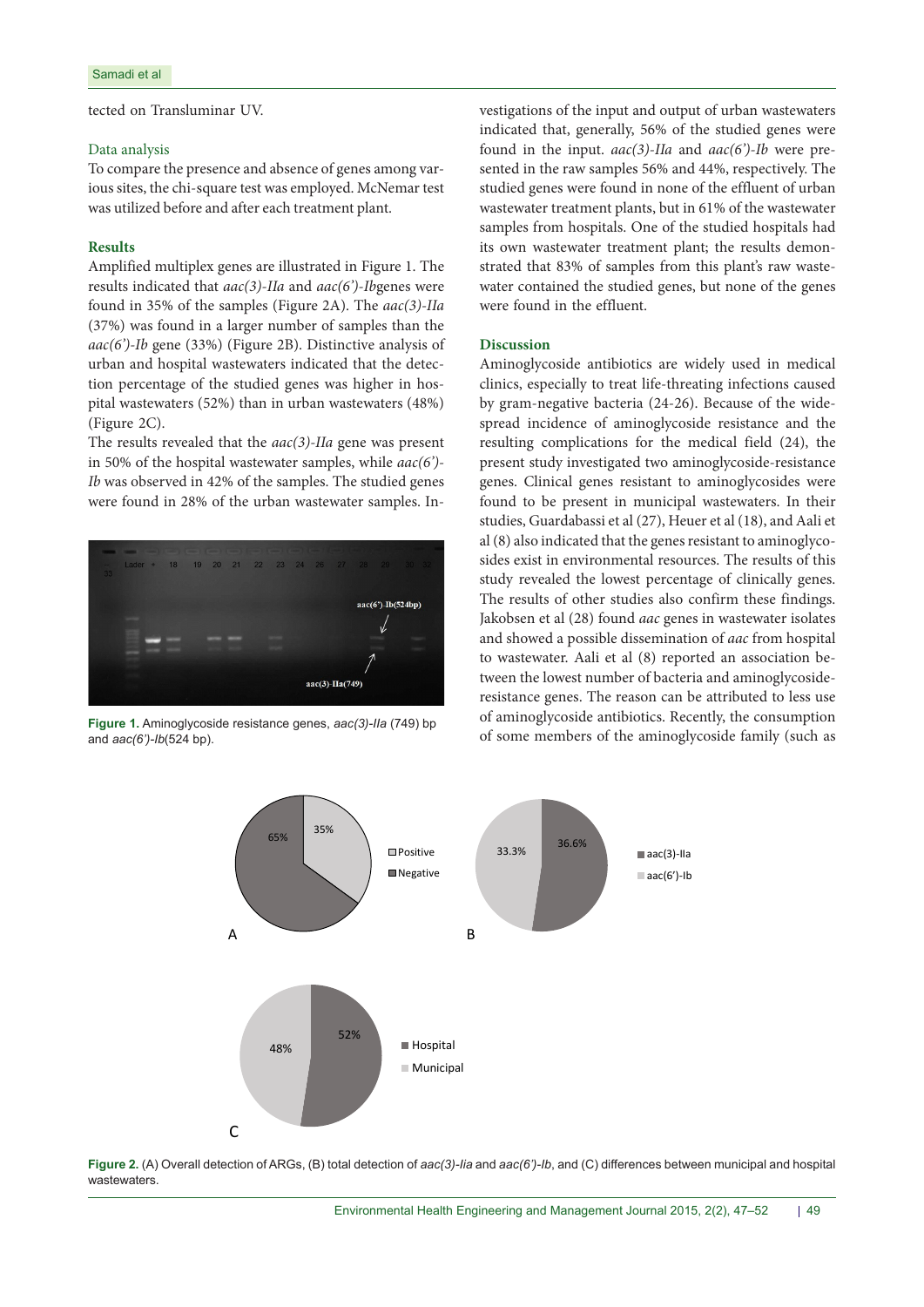tected on Transluminar UV.

### Data analysis

To compare the presence and absence of genes among various sites, the chi-square test was employed. McNemar test was utilized before and after each treatment plant.

## Results

Amplified multiplex genes are illustrated in Figure 1. The results indicated that *aac(3)-IIa* and *aac(6')-Ib*genes were found in 35% of the samples (Figure 2A). The *aac(3)-IIa* (37%) was found in a larger number of samples than the *aac(6')-Ib* gene (33%) (Figure 2B). Distinctive analysis of urban and hospital wastewaters indicated that the detection percentage of the studied genes was higher in hospital wastewaters (52%) than in urban wastewaters (48%) (Figure 2C).

The results revealed that the *aac(3)-IIa* gene was present in 50% of the hospital wastewater samples, while *aac(6')-Ib* was observed in 42% of the samples. The studied genes were found in 28% of the urban wastewater samples. Investigations of the input and output of urban wastewaters indicated that, generally, 56% of the studied genes were found in the input. *aac(3)-IIa* and *aac(6')-Ib* were presented in the raw samples 56% and 44%, respectively. The studied genes were found in none of the effluent of urban wastewater treatment plants, but in 61% of the wastewater samples from hospitals. One of the studied hospitals had its own wastewater treatment plant; the results demonstrated that 83% of samples from this plant's raw wastewater contained the studied genes, but none of the genes were found in the effluent.

**Figure 1.** Aminoglycoside resistance genes, *aac(3)-IIa* (749) bp and *aac(6')-Ib*(524 bp).

## Discussion

Aminoglycoside antibiotics are widely used in medical clinics, especially to treat life-threating infections caused by gram-negative bacteria (24-26). Because of the widespread incidence of aminoglycoside resistance and the resulting complications for the medical field (24), the present study investigated two aminoglycoside-resistance genes. Clinical genes resistant to aminoglycosides were found to be present in municipal wastewaters. In their studies, Guardabassi et al (27), Heuer et al (18), and Aali et al (8) also indicated that the genes resistant to aminoglycosides exist in environmental resources. The results of this study revealed the lowest percentage of clinically genes. The results of other studies also confirm these findings. Jakobsen et al (28) found *aac* genes in wastewater isolates and showed a possible dissemination of *aac* from hospital to wastewater. Aali et al (8) reported an association between the lowest number of bacteria and aminoglycoside-resistance genes. The reason can be attributed to less use of aminoglycoside antibiotics. Recently, the consumption of some members of the aminoglycoside family (such as

**Figure 2.** (A) Overall detection of ARGs, (B) total detection of *aac(3)-Iia* and *aac(6')-Ib*, and (C) differences between municipal and hospital wastewaters.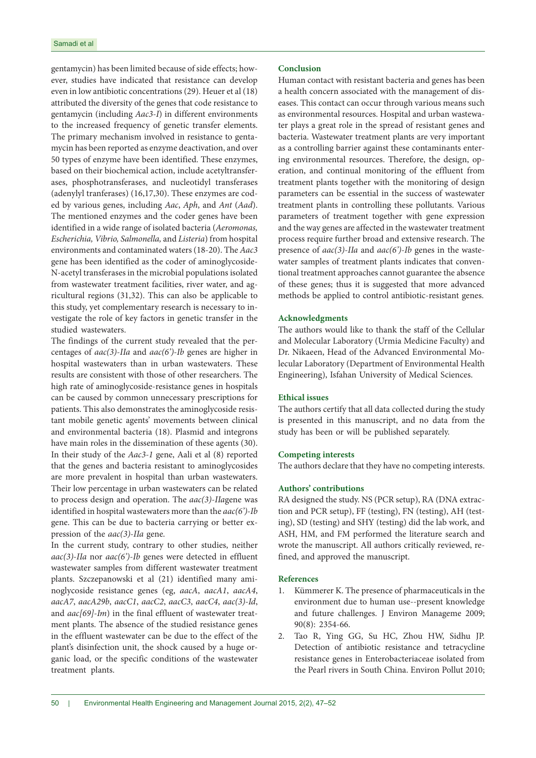gentamycin) has been limited because of side effects; however, studies have indicated that resistance can develop even in low antibiotic concentrations (29). Heuer et al (18) attributed the diversity of the genes that code resistance to gentamycin (including *Aac3-I*) in different environments to the increased frequency of genetic transfer elements. The primary mechanism involved in resistance to gentamycin has been reported as enzyme deactivation, and over 50 types of enzyme have been identified. These enzymes, based on their biochemical action, include acetyltransferases, phosphotransferases, and nucleotidyl transferases (adenylyl tranferases) (16,17,30). These enzymes are coded by various genes, including *Aac*, *Aph*, and *Ant* (*Aad*). The mentioned enzymes and the coder genes have been identified in a wide range of isolated bacteria (*Aeromonas, Escherichia, Vibrio, Salmonella,* and *Listeria*) from hospital environments and contaminated waters (18-20). The *Aac3* gene has been identified as the coder of aminoglycoside-N-acetyl transferases in the microbial populations isolated from wastewater treatment facilities, river water, and agricultural regions (31,32). This can also be applicable to this study, yet complementary research is necessary to investigate the role of key factors in genetic transfer in the studied wastewaters.

The findings of the current study revealed that the percentages of *aac(3)-IIa* and *aac(6')-Ib* genes are higher in hospital wastewaters than in urban wastewaters. These results are consistent with those of other researchers. The high rate of aminoglycoside-resistance genes in hospitals can be caused by common unnecessary prescriptions for patients. This also demonstrates the aminoglycoside resistant mobile genetic agents' movements between clinical and environmental bacteria (18). Plasmid and integrons have main roles in the dissemination of these agents (30). In their study of the *Aac3-1* gene, Aali et al (8) reported that the genes and bacteria resistant to aminoglycosides are more prevalent in hospital than urban wastewaters. Their low percentage in urban wastewaters can be related to process design and operation. The *aac(3)-IIa*gene was identified in hospital wastewaters more than the *aac(6')-Ib* gene. This can be due to bacteria carrying or better expression of the *aac(3)-IIa* gene.

In the current study, contrary to other studies, neither *aac(3)-IIa* nor *aac(6')-Ib* genes were detected in effluent wastewater samples from different wastewater treatment plants. Szczepanowski et al (21) identified many aminoglycoside resistance genes (eg, *aacA*, *aacA1*, *aacA4*, *aacA7*, *aacA29b*, *aacC1*, *aacC2*, *aacC3*, *aacC4*, *aac(3)-Id*, and *aac[69]-Im*) in the final effluent of wastewater treatment plants. The absence of the studied resistance genes in the effluent wastewater can be due to the effect of the plant's disinfection unit, the shock caused by a huge organic load, or the specific conditions of the wastewater treatment plants.

## Conclusion

Human contact with resistant bacteria and genes has been a health concern associated with the management of diseases. This contact can occur through various means such as environmental resources. Hospital and urban wastewater plays a great role in the spread of resistant genes and bacteria. Wastewater treatment plants are very important as a controlling barrier against these contaminants entering environmental resources. Therefore, the design, operation, and continual monitoring of the effluent from treatment plants together with the monitoring of design parameters can be essential in the success of wastewater treatment plants in controlling these pollutants. Various parameters of treatment together with gene expression and the way genes are affected in the wastewater treatment process require further broad and extensive research. The presence of *aac(3)-IIa* and *aac(6')-Ib* genes in the wastewater samples of treatment plants indicates that conventional treatment approaches cannot guarantee the absence of these genes; thus it is suggested that more advanced methods be applied to control antibiotic-resistant genes.

## Acknowledgments

The authors would like to thank the staff of the Cellular and Molecular Laboratory (Urmia Medicine Faculty) and Dr. Nikaeen, Head of the Advanced Environmental Molecular Laboratory (Department of Environmental Health Engineering), Isfahan University of Medical Sciences.

## Ethical issues

The authors certify that all data collected during the study is presented in this manuscript, and no data from the study has been or will be published separately.

## Competing interests

The authors declare that they have no competing interests.

## Authors' contributions

RA designed the study. NS (PCR setup), RA (DNA extraction and PCR setup), FF (testing), FN (testing), AH (testing), SD (testing) and SHY (testing) did the lab work, and ASH, HM, and FM performed the literature search and wrote the manuscript. All authors critically reviewed, refined, and approved the manuscript.

## References

1. Kümmerer K. The presence of pharmaceuticals in the environment due to human use--present knowledge and future challenges. J Environ Manageme 2009; 90(8): 2354-66.
2. Tao R, Ying GG, Su HC, Zhou HW, Sidhu JP. Detection of antibiotic resistance and tetracycline resistance genes in Enterobacteriaceae isolated from the Pearl rivers in South China. Environ Pollut 2010;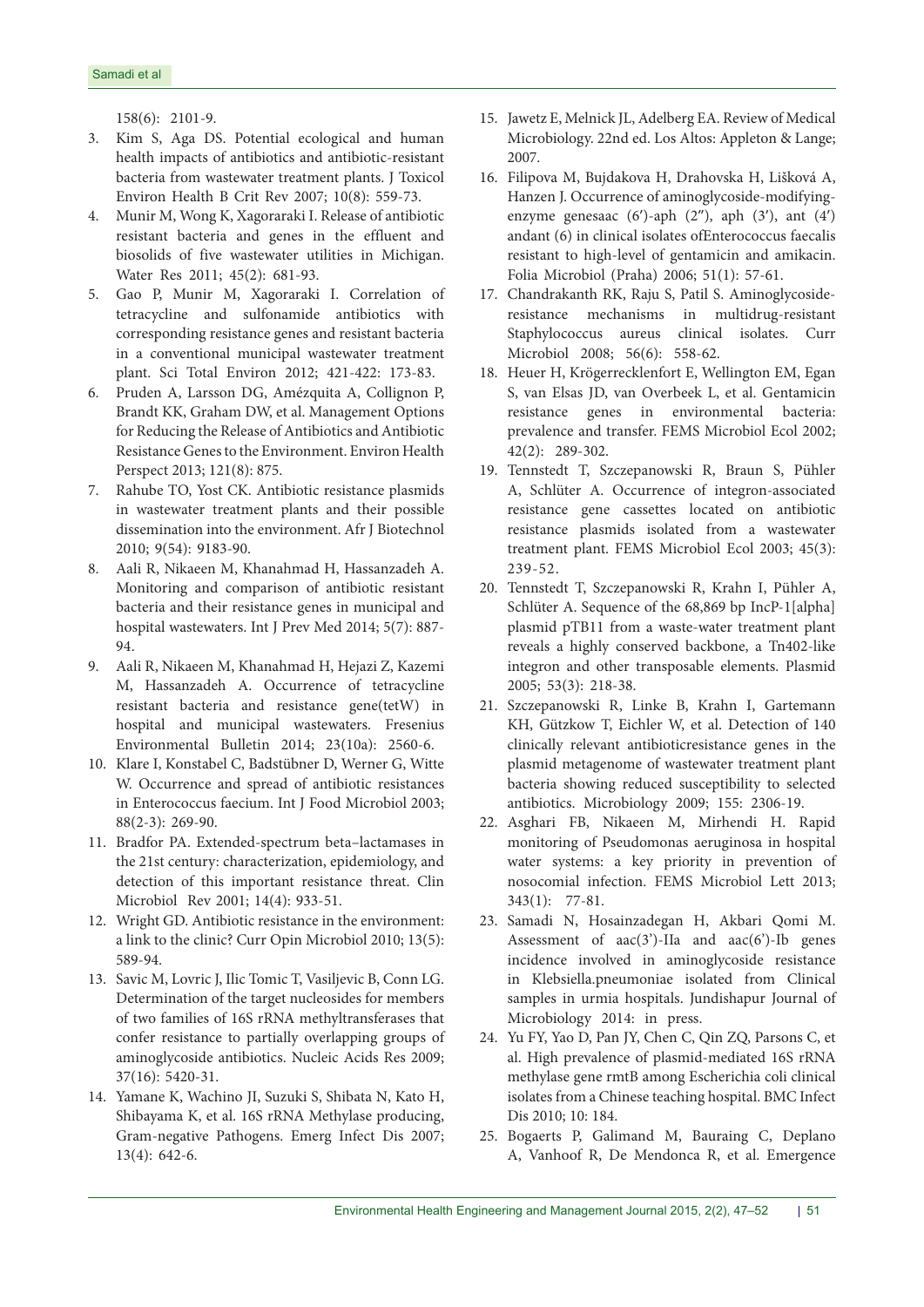158(6): 2101-9.

3. Kim S, Aga DS. Potential ecological and human health impacts of antibiotics and antibiotic-resistant bacteria from wastewater treatment plants. J Toxicol Environ Health B Crit Rev 2007; 10(8): 559-73.
4. Munir M, Wong K, Xagoraraki I. Release of antibiotic resistant bacteria and genes in the effluent and biosolids of five wastewater utilities in Michigan. Water Res 2011; 45(2): 681-93.
5. Gao P, Munir M, Xagoraraki I. Correlation of tetracycline and sulfonamide antibiotics with corresponding resistance genes and resistant bacteria in a conventional municipal wastewater treatment plant. Sci Total Environ 2012; 421-422: 173-83.
6. Pruden A, Larsson DG, Amézquita A, Collignon P, Brandt KK, Graham DW, et al. Management Options for Reducing the Release of Antibiotics and Antibiotic Resistance Genes to the Environment. Environ Health Perspect 2013; 121(8): 875.
7. Rahube TO, Yost CK. Antibiotic resistance plasmids in wastewater treatment plants and their possible dissemination into the environment. Afr J Biotechnol 2010; 9(54): 9183-90.
8. Aali R, Nikaeen M, Khanahmad H, Hassanzadeh A. Monitoring and comparison of antibiotic resistant bacteria and their resistance genes in municipal and hospital wastewaters. Int J Prev Med 2014; 5(7): 887-94.
9. Aali R, Nikaeen M, Khanahmad H, Hejazi Z, Kazemi M, Hassanzadeh A. Occurrence of tetracycline resistant bacteria and resistance gene(tetW) in hospital and municipal wastewaters. Fresenius Environmental Bulletin 2014; 23(10a): 2560-6.
10. Klare I, Konstabel C, Badstübner D, Werner G, Witte W. Occurrence and spread of antibiotic resistances in Enterococcus faecium. Int J Food Microbiol 2003; 88(2-3): 269-90.
11. Bradfor PA. Extended-spectrum beta–lactamases in the 21st century: characterization, epidemiology, and detection of this important resistance threat. Clin Microbiol Rev 2001; 14(4): 933-51.
12. Wright GD. Antibiotic resistance in the environment: a link to the clinic? Curr Opin Microbiol 2010; 13(5): 589-94.
13. Savic M, Lovric J, Ilic Tomic T, Vasiljevic B, Conn LG. Determination of the target nucleosides for members of two families of 16S rRNA methyltransferases that confer resistance to partially overlapping groups of aminoglycoside antibiotics. Nucleic Acids Res 2009; 37(16): 5420-31.
14. Yamane K, Wachino JI, Suzuki S, Shibata N, Kato H, Shibayama K, et al. 16S rRNA Methylase producing, Gram-negative Pathogens. Emerg Infect Dis 2007; 13(4): 642-6.
15. Jawetz E, Melnick JL, Adelberg EA. Review of Medical Microbiology. 22nd ed. Los Altos: Appleton & Lange; 2007.
16. Filipova M, Bujdakova H, Drahovska H, Lišková A, Hanzen J. Occurrence of aminoglycoside-modifying-enzyme genesaac (6′)-aph (2″), aph (3′), ant (4′) andant (6) in clinical isolates ofEnterococcus faecalis resistant to high-level of gentamicin and amikacin. Folia Microbiol (Praha) 2006; 51(1): 57-61.
17. Chandrakanth RK, Raju S, Patil S. Aminoglycoside-resistance mechanisms in multidrug-resistant Staphylococcus aureus clinical isolates. Curr Microbiol 2008; 56(6): 558-62.
18. Heuer H, Krögerrecklenfort E, Wellington EM, Egan S, van Elsas JD, van Overbeek L, et al. Gentamicin resistance genes in environmental bacteria: prevalence and transfer. FEMS Microbiol Ecol 2002; 42(2): 289-302.
19. Tennstedt T, Szczepanowski R, Braun S, Pühler A, Schlüter A. Occurrence of integron-associated resistance gene cassettes located on antibiotic resistance plasmids isolated from a wastewater treatment plant. FEMS Microbiol Ecol 2003; 45(3): 239-52.
20. Tennstedt T, Szczepanowski R, Krahn I, Pühler A, Schlüter A. Sequence of the 68,869 bp IncP-1[alpha] plasmid pTB11 from a waste-water treatment plant reveals a highly conserved backbone, a Tn402-like integron and other transposable elements. Plasmid 2005; 53(3): 218-38.
21. Szczepanowski R, Linke B, Krahn I, Gartemann KH, Gützkow T, Eichler W, et al. Detection of 140 clinically relevant antibioticresistance genes in the plasmid metagenome of wastewater treatment plant bacteria showing reduced susceptibility to selected antibiotics. Microbiology 2009; 155: 2306-19.
22. Asghari FB, Nikaeen M, Mirhendi H. Rapid monitoring of Pseudomonas aeruginosa in hospital water systems: a key priority in prevention of nosocomial infection. FEMS Microbiol Lett 2013; 343(1): 77-81.
23. Samadi N, Hosainzadegan H, Akbari Qomi M. Assessment of aac(3')-IIa and aac(6')-Ib genes incidence involved in aminoglycoside resistance in Klebsiella.pneumoniae isolated from Clinical samples in urmia hospitals. Jundishapur Journal of Microbiology 2014: in press.
24. Yu FY, Yao D, Pan JY, Chen C, Qin ZQ, Parsons C, et al. High prevalence of plasmid-mediated 16S rRNA methylase gene rmtB among Escherichia coli clinical isolates from a Chinese teaching hospital. BMC Infect Dis 2010; 10: 184.
25. Bogaerts P, Galimand M, Bauraing C, Deplano A, Vanhoof R, De Mendonca R, et al. Emergence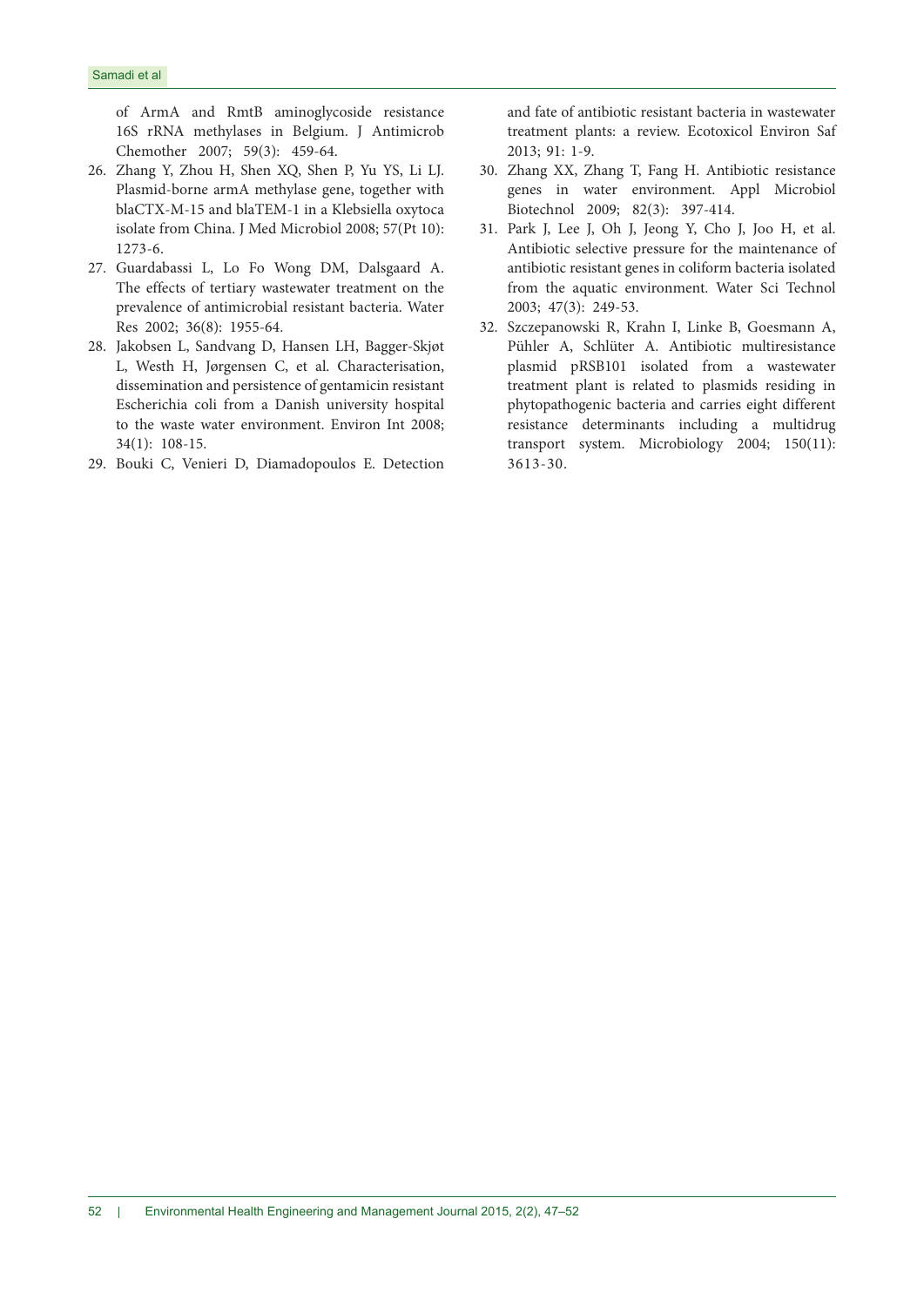of ArmA and RmtB aminoglycoside resistance 16S rRNA methylases in Belgium. J Antimicrob Chemother 2007; 59(3): 459-64.

26. Zhang Y, Zhou H, Shen XQ, Shen P, Yu YS, Li LJ. Plasmid-borne armA methylase gene, together with blaCTX-M-15 and blaTEM-1 in a Klebsiella oxytoca isolate from China. J Med Microbiol 2008; 57(Pt 10): 1273-6.
27. Guardabassi L, Lo Fo Wong DM, Dalsgaard A. The effects of tertiary wastewater treatment on the prevalence of antimicrobial resistant bacteria. Water Res 2002; 36(8): 1955-64.
28. Jakobsen L, Sandvang D, Hansen LH, Bagger-Skjøt L, Westh H, Jørgensen C, et al. Characterisation, dissemination and persistence of gentamicin resistant Escherichia coli from a Danish university hospital to the waste water environment. Environ Int 2008; 34(1): 108-15.
29. Bouki C, Venieri D, Diamadopoulos E. Detection and fate of antibiotic resistant bacteria in wastewater treatment plants: a review. Ecotoxicol Environ Saf 2013; 91: 1-9.
30. Zhang XX, Zhang T, Fang H. Antibiotic resistance genes in water environment. Appl Microbiol Biotechnol 2009; 82(3): 397-414.
31. Park J, Lee J, Oh J, Jeong Y, Cho J, Joo H, et al. Antibiotic selective pressure for the maintenance of antibiotic resistant genes in coliform bacteria isolated from the aquatic environment. Water Sci Technol 2003; 47(3): 249-53.
32. Szczepanowski R, Krahn I, Linke B, Goesmann A, Pühler A, Schlüter A. Antibiotic multiresistance plasmid pRSB101 isolated from a wastewater treatment plant is related to plasmids residing in phytopathogenic bacteria and carries eight different resistance determinants including a multidrug transport system. Microbiology 2004; 150(11): 3613-30.